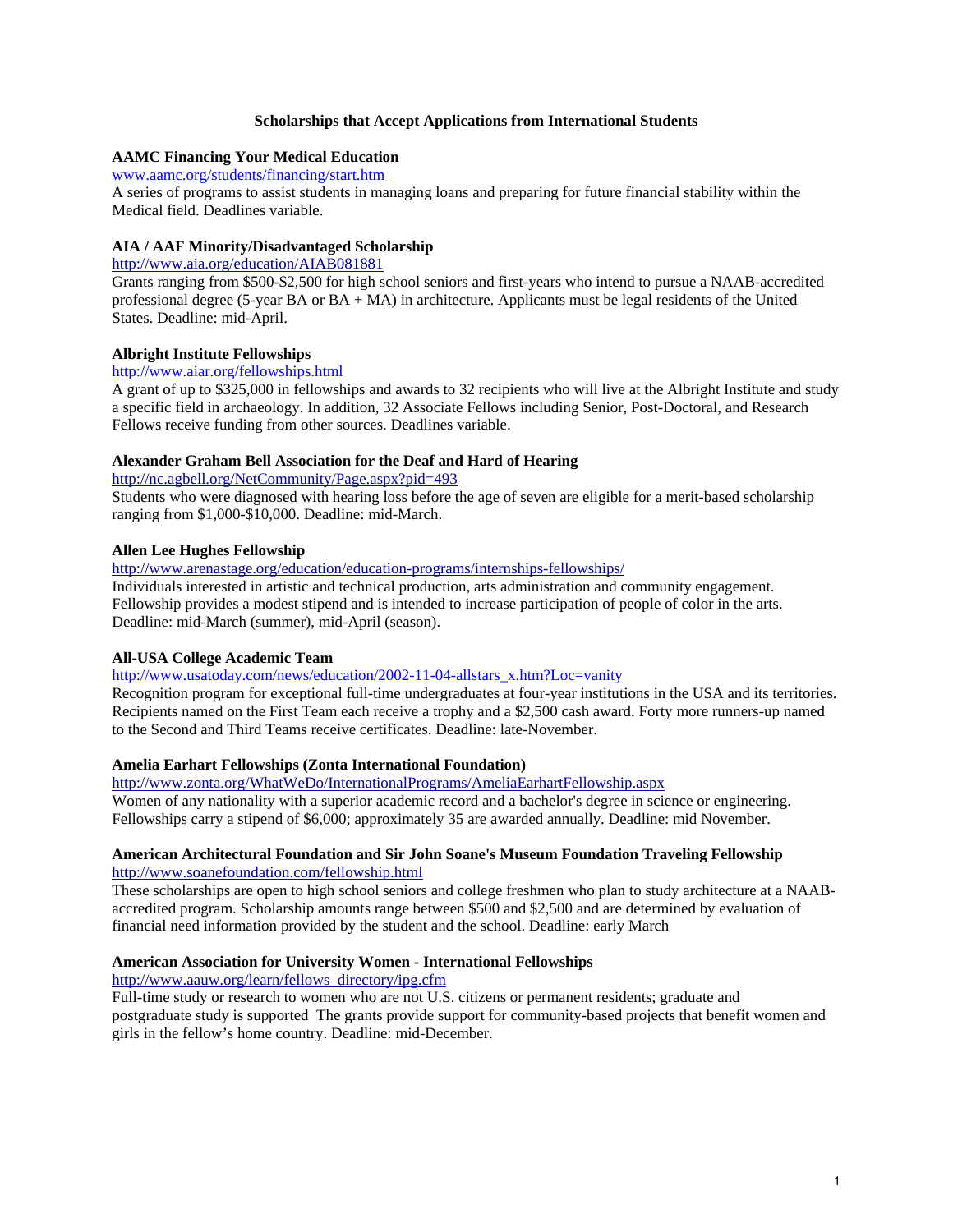# Scholarships that Accept Applications from International Students

**AAMC Financing Your Medical Education**
www.aamc.org/students/financing/start.htm
A series of programs to assist students in managing loans and preparing for future financial stability within the Medical field. Deadlines variable.

**AIA / AAF Minority/Disadvantaged Scholarship**
http://www.aia.org/education/AIAB081881
Grants ranging from $500-$2,500 for high school seniors and first-years who intend to pursue a NAAB-accredited professional degree (5-year BA or BA + MA) in architecture. Applicants must be legal residents of the United States. Deadline: mid-April.

**Albright Institute Fellowships**
http://www.aiar.org/fellowships.html
A grant of up to $325,000 in fellowships and awards to 32 recipients who will live at the Albright Institute and study a specific field in archaeology. In addition, 32 Associate Fellows including Senior, Post-Doctoral, and Research Fellows receive funding from other sources. Deadlines variable.

**Alexander Graham Bell Association for the Deaf and Hard of Hearing**
http://nc.agbell.org/NetCommunity/Page.aspx?pid=493
Students who were diagnosed with hearing loss before the age of seven are eligible for a merit-based scholarship ranging from $1,000-$10,000. Deadline: mid-March.

**Allen Lee Hughes Fellowship**
http://www.arenastage.org/education/education-programs/internships-fellowships/
Individuals interested in artistic and technical production, arts administration and community engagement. Fellowship provides a modest stipend and is intended to increase participation of people of color in the arts. Deadline: mid-March (summer), mid-April (season).

**All-USA College Academic Team**
http://www.usatoday.com/news/education/2002-11-04-allstars_x.htm?Loc=vanity
Recognition program for exceptional full-time undergraduates at four-year institutions in the USA and its territories. Recipients named on the First Team each receive a trophy and a $2,500 cash award. Forty more runners-up named to the Second and Third Teams receive certificates. Deadline: late-November.

**Amelia Earhart Fellowships (Zonta International Foundation)**
http://www.zonta.org/WhatWeDo/InternationalPrograms/AmeliaEarhartFellowship.aspx
Women of any nationality with a superior academic record and a bachelor's degree in science or engineering. Fellowships carry a stipend of $6,000; approximately 35 are awarded annually. Deadline: mid November.

**American Architectural Foundation and Sir John Soane's Museum Foundation Traveling Fellowship**
http://www.soanefoundation.com/fellowship.html
These scholarships are open to high school seniors and college freshmen who plan to study architecture at a NAAB-accredited program. Scholarship amounts range between $500 and $2,500 and are determined by evaluation of financial need information provided by the student and the school. Deadline: early March

**American Association for University Women - International Fellowships**
http://www.aauw.org/learn/fellows_directory/ipg.cfm
Full-time study or research to women who are not U.S. citizens or permanent residents; graduate and postgraduate study is supported The grants provide support for community-based projects that benefit women and girls in the fellow's home country. Deadline: mid-December.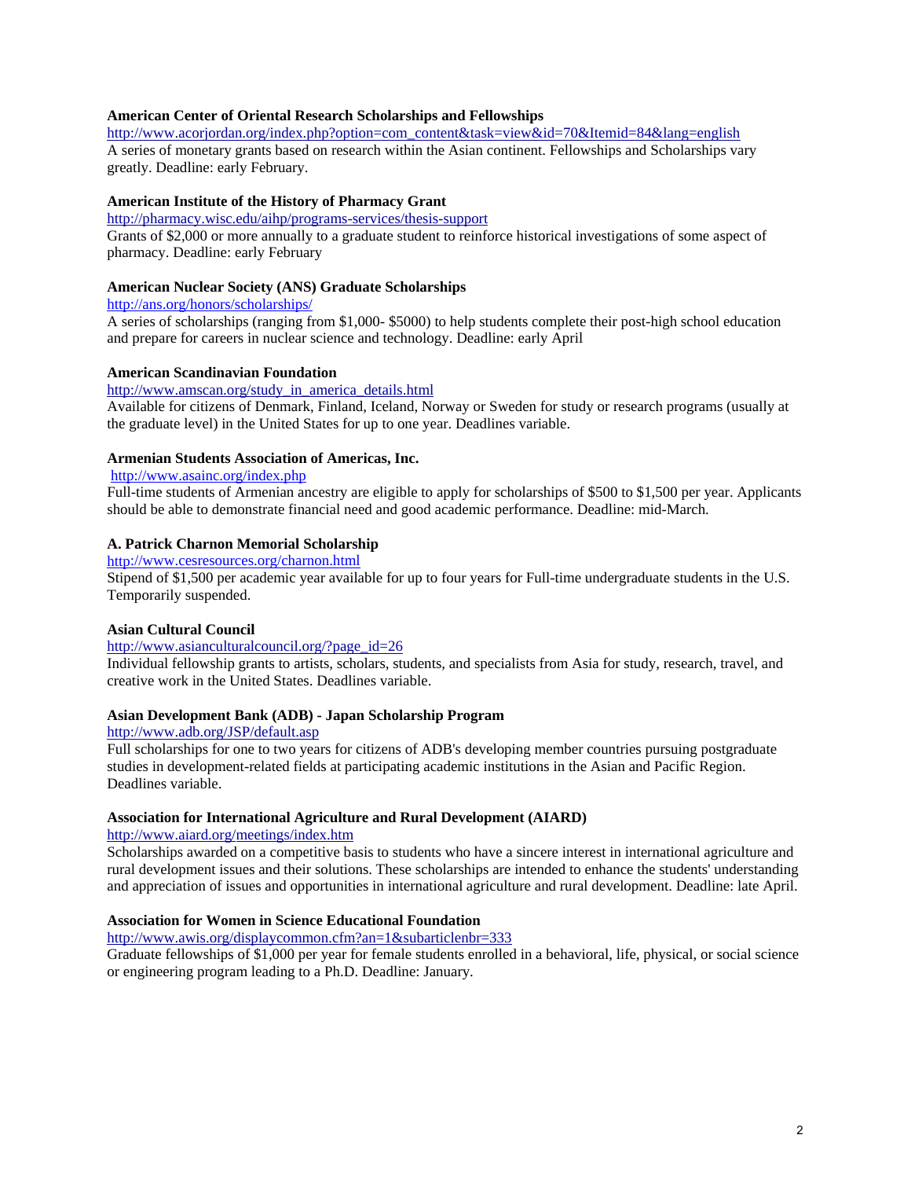**American Center of Oriental Research Scholarships and Fellowships**

http://www.acorjordan.org/index.php?option=com_content&task=view&id=70&Itemid=84&lang=english

A series of monetary grants based on research within the Asian continent. Fellowships and Scholarships vary greatly. Deadline: early February.

**American Institute of the History of Pharmacy Grant**

http://pharmacy.wisc.edu/aihp/programs-services/thesis-support

Grants of $2,000 or more annually to a graduate student to reinforce historical investigations of some aspect of pharmacy. Deadline: early February

**American Nuclear Society (ANS) Graduate Scholarships**

http://ans.org/honors/scholarships/

A series of scholarships (ranging from $1,000- $5000) to help students complete their post-high school education and prepare for careers in nuclear science and technology. Deadline: early April

**American Scandinavian Foundation**

http://www.amscan.org/study_in_america_details.html

Available for citizens of Denmark, Finland, Iceland, Norway or Sweden for study or research programs (usually at the graduate level) in the United States for up to one year. Deadlines variable.

**Armenian Students Association of Americas, Inc.**

http://www.asainc.org/index.php

Full-time students of Armenian ancestry are eligible to apply for scholarships of $500 to $1,500 per year. Applicants should be able to demonstrate financial need and good academic performance. Deadline: mid-March.

**A. Patrick Charnon Memorial Scholarship**

http://www.cesresources.org/charnon.html

Stipend of $1,500 per academic year available for up to four years for Full-time undergraduate students in the U.S. Temporarily suspended.

**Asian Cultural Council**

http://www.asianculturalcouncil.org/?page_id=26

Individual fellowship grants to artists, scholars, students, and specialists from Asia for study, research, travel, and creative work in the United States. Deadlines variable.

**Asian Development Bank (ADB) - Japan Scholarship Program**

http://www.adb.org/JSP/default.asp

Full scholarships for one to two years for citizens of ADB's developing member countries pursuing postgraduate studies in development-related fields at participating academic institutions in the Asian and Pacific Region. Deadlines variable.

**Association for International Agriculture and Rural Development (AIARD)**

http://www.aiard.org/meetings/index.htm

Scholarships awarded on a competitive basis to students who have a sincere interest in international agriculture and rural development issues and their solutions. These scholarships are intended to enhance the students' understanding and appreciation of issues and opportunities in international agriculture and rural development. Deadline: late April.

**Association for Women in Science Educational Foundation**

http://www.awis.org/displaycommon.cfm?an=1&subarticlenbr=333

Graduate fellowships of $1,000 per year for female students enrolled in a behavioral, life, physical, or social science or engineering program leading to a Ph.D. Deadline: January.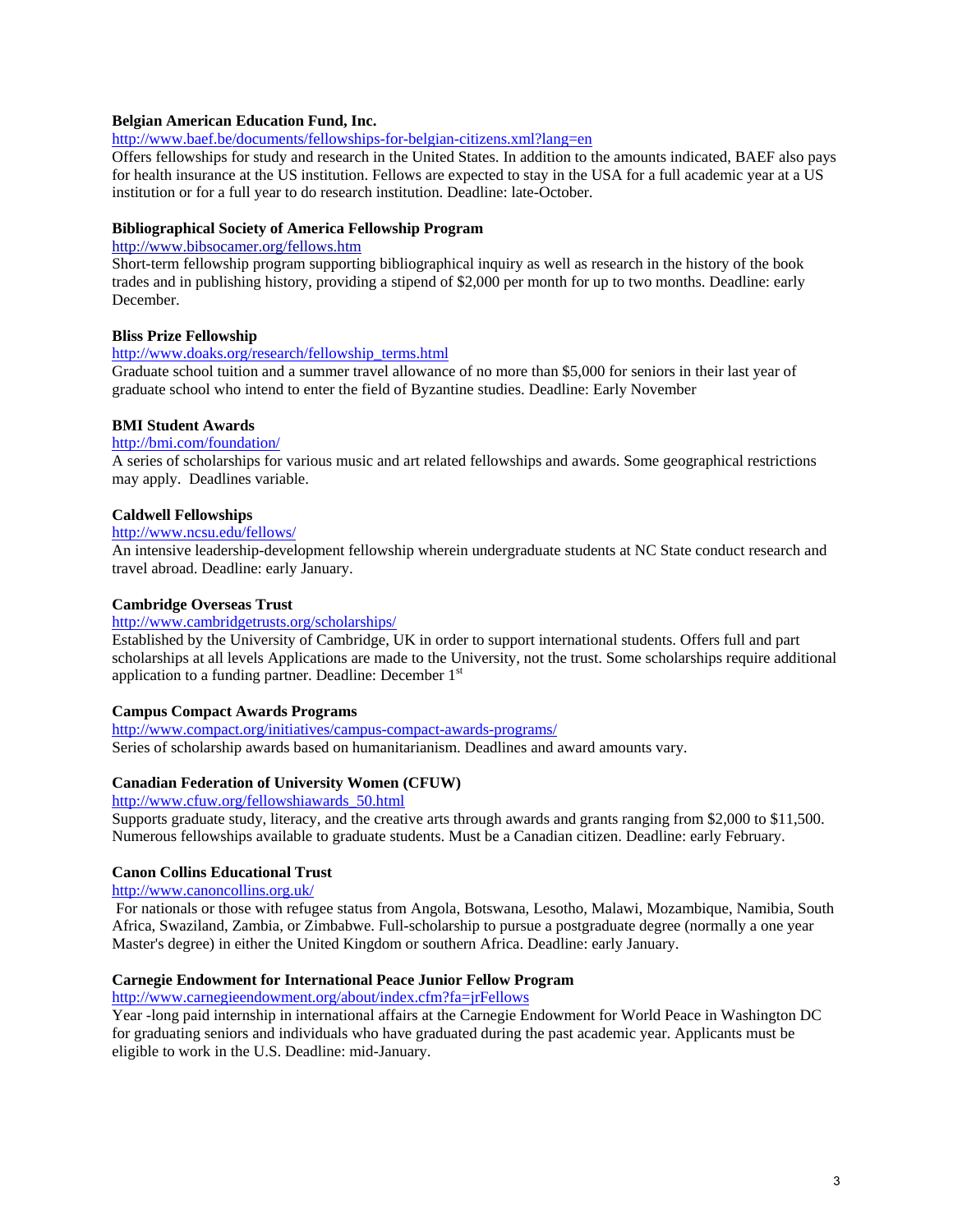**Belgian American Education Fund, Inc.**

http://www.baef.be/documents/fellowships-for-belgian-citizens.xml?lang=en

Offers fellowships for study and research in the United States. In addition to the amounts indicated, BAEF also pays for health insurance at the US institution. Fellows are expected to stay in the USA for a full academic year at a US institution or for a full year to do research institution. Deadline: late-October.

**Bibliographical Society of America Fellowship Program**

http://www.bibsocamer.org/fellows.htm

Short-term fellowship program supporting bibliographical inquiry as well as research in the history of the book trades and in publishing history, providing a stipend of $2,000 per month for up to two months. Deadline: early December.

**Bliss Prize Fellowship**

http://www.doaks.org/research/fellowship_terms.html

Graduate school tuition and a summer travel allowance of no more than $5,000 for seniors in their last year of graduate school who intend to enter the field of Byzantine studies. Deadline: Early November

**BMI Student Awards**

http://bmi.com/foundation/

A series of scholarships for various music and art related fellowships and awards. Some geographical restrictions may apply. Deadlines variable.

**Caldwell Fellowships**

http://www.ncsu.edu/fellows/

An intensive leadership-development fellowship wherein undergraduate students at NC State conduct research and travel abroad. Deadline: early January.

**Cambridge Overseas Trust**

http://www.cambridgetrusts.org/scholarships/

Established by the University of Cambridge, UK in order to support international students. Offers full and part scholarships at all levels Applications are made to the University, not the trust. Some scholarships require additional application to a funding partner. Deadline: December 1st

**Campus Compact Awards Programs**

http://www.compact.org/initiatives/campus-compact-awards-programs/

Series of scholarship awards based on humanitarianism. Deadlines and award amounts vary.

**Canadian Federation of University Women (CFUW)**

http://www.cfuw.org/fellowshiawards_50.html

Supports graduate study, literacy, and the creative arts through awards and grants ranging from $2,000 to $11,500. Numerous fellowships available to graduate students. Must be a Canadian citizen. Deadline: early February.

**Canon Collins Educational Trust**

http://www.canoncollins.org.uk/

For nationals or those with refugee status from Angola, Botswana, Lesotho, Malawi, Mozambique, Namibia, South Africa, Swaziland, Zambia, or Zimbabwe. Full-scholarship to pursue a postgraduate degree (normally a one year Master's degree) in either the United Kingdom or southern Africa. Deadline: early January.

**Carnegie Endowment for International Peace Junior Fellow Program**

http://www.carnegieendowment.org/about/index.cfm?fa=jrFellows

Year -long paid internship in international affairs at the Carnegie Endowment for World Peace in Washington DC for graduating seniors and individuals who have graduated during the past academic year. Applicants must be eligible to work in the U.S. Deadline: mid-January.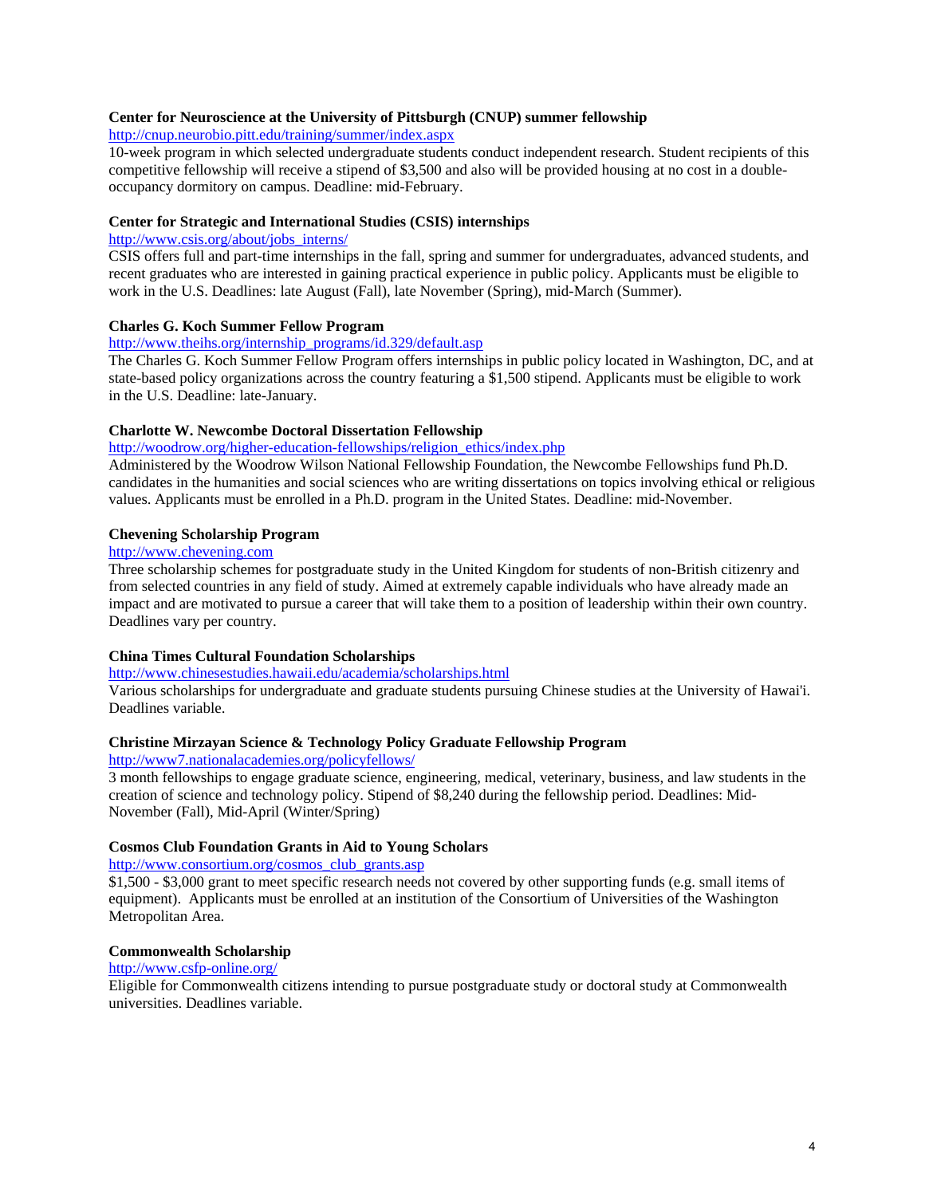**Center for Neuroscience at the University of Pittsburgh (CNUP) summer fellowship**
http://cnup.neurobio.pitt.edu/training/summer/index.aspx
10-week program in which selected undergraduate students conduct independent research. Student recipients of this competitive fellowship will receive a stipend of $3,500 and also will be provided housing at no cost in a double-occupancy dormitory on campus. Deadline: mid-February.

**Center for Strategic and International Studies (CSIS) internships**
http://www.csis.org/about/jobs_interns/
CSIS offers full and part-time internships in the fall, spring and summer for undergraduates, advanced students, and recent graduates who are interested in gaining practical experience in public policy. Applicants must be eligible to work in the U.S. Deadlines: late August (Fall), late November (Spring), mid-March (Summer).

**Charles G. Koch Summer Fellow Program**
http://www.theihs.org/internship_programs/id.329/default.asp
The Charles G. Koch Summer Fellow Program offers internships in public policy located in Washington, DC, and at state-based policy organizations across the country featuring a $1,500 stipend. Applicants must be eligible to work in the U.S. Deadline: late-January.

**Charlotte W. Newcombe Doctoral Dissertation Fellowship**
http://woodrow.org/higher-education-fellowships/religion_ethics/index.php
Administered by the Woodrow Wilson National Fellowship Foundation, the Newcombe Fellowships fund Ph.D. candidates in the humanities and social sciences who are writing dissertations on topics involving ethical or religious values. Applicants must be enrolled in a Ph.D. program in the United States. Deadline: mid-November.

**Chevening Scholarship Program**
http://www.chevening.com
Three scholarship schemes for postgraduate study in the United Kingdom for students of non-British citizenry and from selected countries in any field of study. Aimed at extremely capable individuals who have already made an impact and are motivated to pursue a career that will take them to a position of leadership within their own country. Deadlines vary per country.

**China Times Cultural Foundation Scholarships**
http://www.chinesestudies.hawaii.edu/academia/scholarships.html
Various scholarships for undergraduate and graduate students pursuing Chinese studies at the University of Hawai'i. Deadlines variable.

**Christine Mirzayan Science & Technology Policy Graduate Fellowship Program**
http://www7.nationalacademies.org/policyfellows/
3 month fellowships to engage graduate science, engineering, medical, veterinary, business, and law students in the creation of science and technology policy. Stipend of $8,240 during the fellowship period. Deadlines: Mid-November (Fall), Mid-April (Winter/Spring)

**Cosmos Club Foundation Grants in Aid to Young Scholars**
http://www.consortium.org/cosmos_club_grants.asp
$1,500 - $3,000 grant to meet specific research needs not covered by other supporting funds (e.g. small items of equipment). Applicants must be enrolled at an institution of the Consortium of Universities of the Washington Metropolitan Area.

**Commonwealth Scholarship**
http://www.csfp-online.org/
Eligible for Commonwealth citizens intending to pursue postgraduate study or doctoral study at Commonwealth universities. Deadlines variable.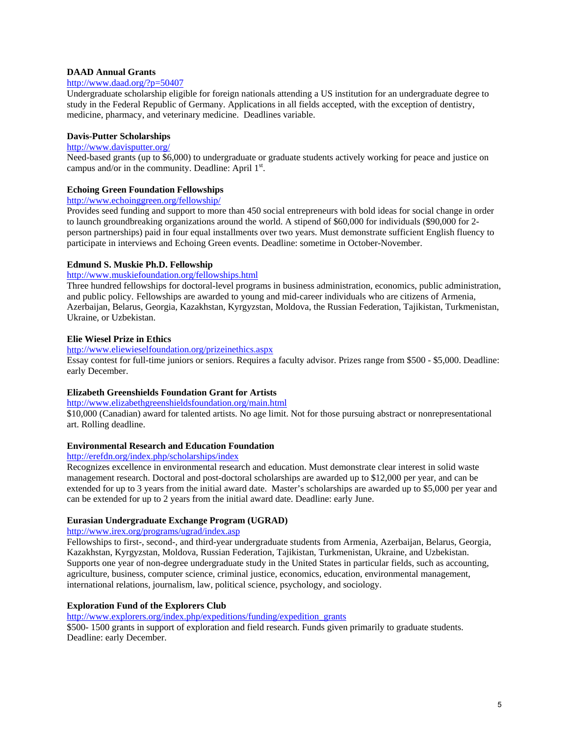**DAAD Annual Grants**

http://www.daad.org/?p=50407

Undergraduate scholarship eligible for foreign nationals attending a US institution for an undergraduate degree to study in the Federal Republic of Germany. Applications in all fields accepted, with the exception of dentistry, medicine, pharmacy, and veterinary medicine. Deadlines variable.

**Davis-Putter Scholarships**

http://www.davisputter.org/

Need-based grants (up to $6,000) to undergraduate or graduate students actively working for peace and justice on campus and/or in the community. Deadline: April 1st.

**Echoing Green Foundation Fellowships**

http://www.echoinggreen.org/fellowship/

Provides seed funding and support to more than 450 social entrepreneurs with bold ideas for social change in order to launch groundbreaking organizations around the world. A stipend of $60,000 for individuals ($90,000 for 2-person partnerships) paid in four equal installments over two years. Must demonstrate sufficient English fluency to participate in interviews and Echoing Green events. Deadline: sometime in October-November.

**Edmund S. Muskie Ph.D. Fellowship**

http://www.muskiefoundation.org/fellowships.html

Three hundred fellowships for doctoral-level programs in business administration, economics, public administration, and public policy. Fellowships are awarded to young and mid-career individuals who are citizens of Armenia, Azerbaijan, Belarus, Georgia, Kazakhstan, Kyrgyzstan, Moldova, the Russian Federation, Tajikistan, Turkmenistan, Ukraine, or Uzbekistan.

**Elie Wiesel Prize in Ethics**

http://www.eliewieselfoundation.org/prizeinethics.aspx

Essay contest for full-time juniors or seniors. Requires a faculty advisor. Prizes range from $500 - $5,000. Deadline: early December.

**Elizabeth Greenshields Foundation Grant for Artists**

http://www.elizabethgreenshieldsfoundation.org/main.html

$10,000 (Canadian) award for talented artists. No age limit. Not for those pursuing abstract or nonrepresentational art. Rolling deadline.

**Environmental Research and Education Foundation**

http://erefdn.org/index.php/scholarships/index

Recognizes excellence in environmental research and education. Must demonstrate clear interest in solid waste management research. Doctoral and post-doctoral scholarships are awarded up to $12,000 per year, and can be extended for up to 3 years from the initial award date. Master's scholarships are awarded up to $5,000 per year and can be extended for up to 2 years from the initial award date. Deadline: early June.

**Eurasian Undergraduate Exchange Program (UGRAD)**

http://www.irex.org/programs/ugrad/index.asp

Fellowships to first-, second-, and third-year undergraduate students from Armenia, Azerbaijan, Belarus, Georgia, Kazakhstan, Kyrgyzstan, Moldova, Russian Federation, Tajikistan, Turkmenistan, Ukraine, and Uzbekistan. Supports one year of non-degree undergraduate study in the United States in particular fields, such as accounting, agriculture, business, computer science, criminal justice, economics, education, environmental management, international relations, journalism, law, political science, psychology, and sociology.

**Exploration Fund of the Explorers Club**

http://www.explorers.org/index.php/expeditions/funding/expedition_grants

$500- 1500 grants in support of exploration and field research. Funds given primarily to graduate students. Deadline: early December.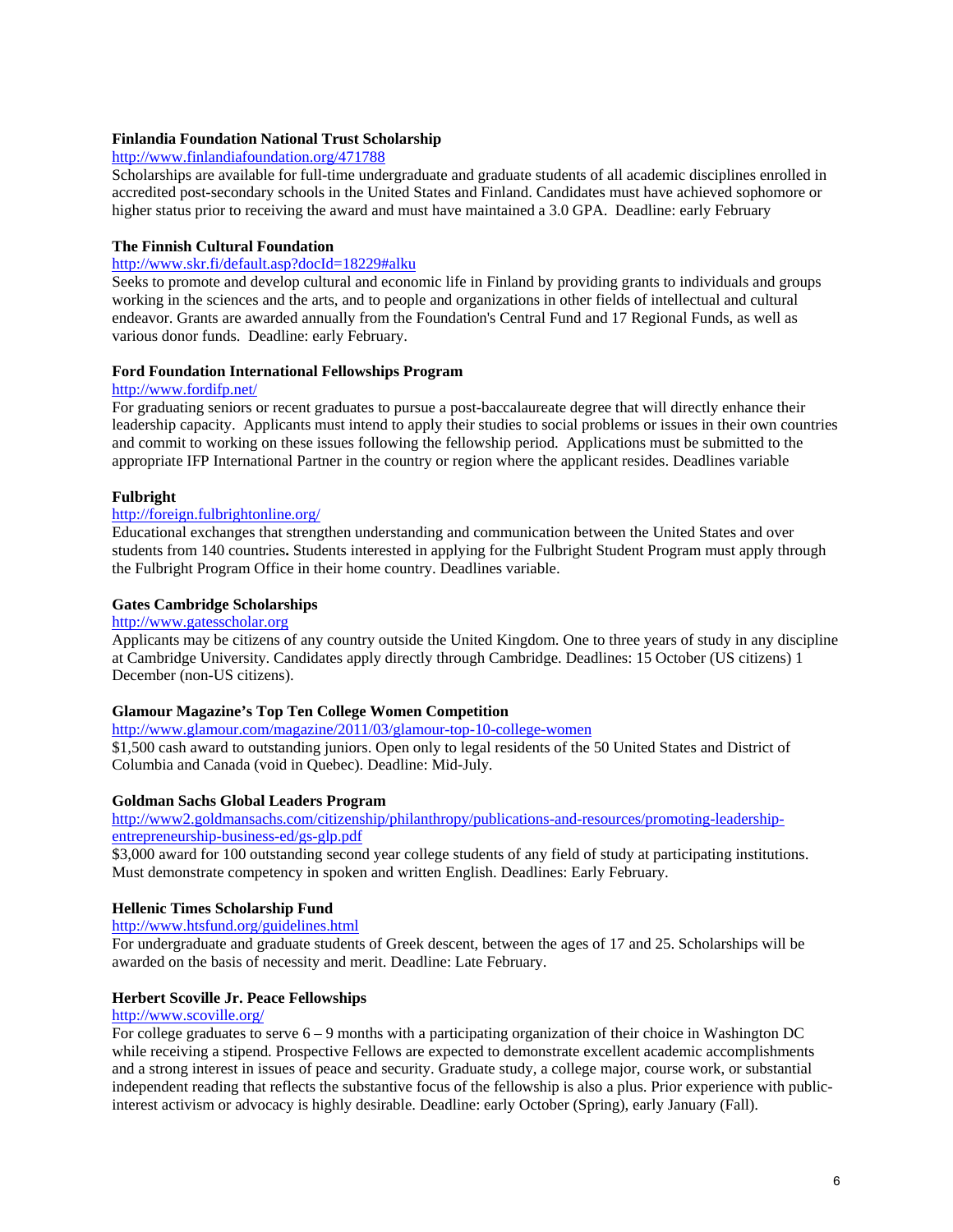**Finlandia Foundation National Trust Scholarship**

http://www.finlandiafoundation.org/471788

Scholarships are available for full-time undergraduate and graduate students of all academic disciplines enrolled in accredited post-secondary schools in the United States and Finland. Candidates must have achieved sophomore or higher status prior to receiving the award and must have maintained a 3.0 GPA. Deadline: early February

**The Finnish Cultural Foundation**

http://www.skr.fi/default.asp?docId=18229#alku

Seeks to promote and develop cultural and economic life in Finland by providing grants to individuals and groups working in the sciences and the arts, and to people and organizations in other fields of intellectual and cultural endeavor. Grants are awarded annually from the Foundation's Central Fund and 17 Regional Funds, as well as various donor funds. Deadline: early February.

**Ford Foundation International Fellowships Program**

http://www.fordifp.net/

For graduating seniors or recent graduates to pursue a post-baccalaureate degree that will directly enhance their leadership capacity. Applicants must intend to apply their studies to social problems or issues in their own countries and commit to working on these issues following the fellowship period. Applications must be submitted to the appropriate IFP International Partner in the country or region where the applicant resides. Deadlines variable

**Fulbright**

http://foreign.fulbrightonline.org/

Educational exchanges that strengthen understanding and communication between the United States and over students from 140 countries**.** Students interested in applying for the Fulbright Student Program must apply through the Fulbright Program Office in their home country. Deadlines variable.

**Gates Cambridge Scholarships**

http://www.gatesscholar.org

Applicants may be citizens of any country outside the United Kingdom. One to three years of study in any discipline at Cambridge University. Candidates apply directly through Cambridge. Deadlines: 15 October (US citizens) 1 December (non-US citizens).

**Glamour Magazine's Top Ten College Women Competition**

http://www.glamour.com/magazine/2011/03/glamour-top-10-college-women

$1,500 cash award to outstanding juniors. Open only to legal residents of the 50 United States and District of Columbia and Canada (void in Quebec). Deadline: Mid-July.

**Goldman Sachs Global Leaders Program**

http://www2.goldmansachs.com/citizenship/philanthropy/publications-and-resources/promoting-leadership-entrepreneurship-business-ed/gs-glp.pdf

$3,000 award for 100 outstanding second year college students of any field of study at participating institutions. Must demonstrate competency in spoken and written English. Deadlines: Early February.

**Hellenic Times Scholarship Fund**

http://www.htsfund.org/guidelines.html

For undergraduate and graduate students of Greek descent, between the ages of 17 and 25. Scholarships will be awarded on the basis of necessity and merit. Deadline: Late February.

**Herbert Scoville Jr. Peace Fellowships**

http://www.scoville.org/

For college graduates to serve 6 – 9 months with a participating organization of their choice in Washington DC while receiving a stipend. Prospective Fellows are expected to demonstrate excellent academic accomplishments and a strong interest in issues of peace and security. Graduate study, a college major, course work, or substantial independent reading that reflects the substantive focus of the fellowship is also a plus. Prior experience with public-interest activism or advocacy is highly desirable. Deadline: early October (Spring), early January (Fall).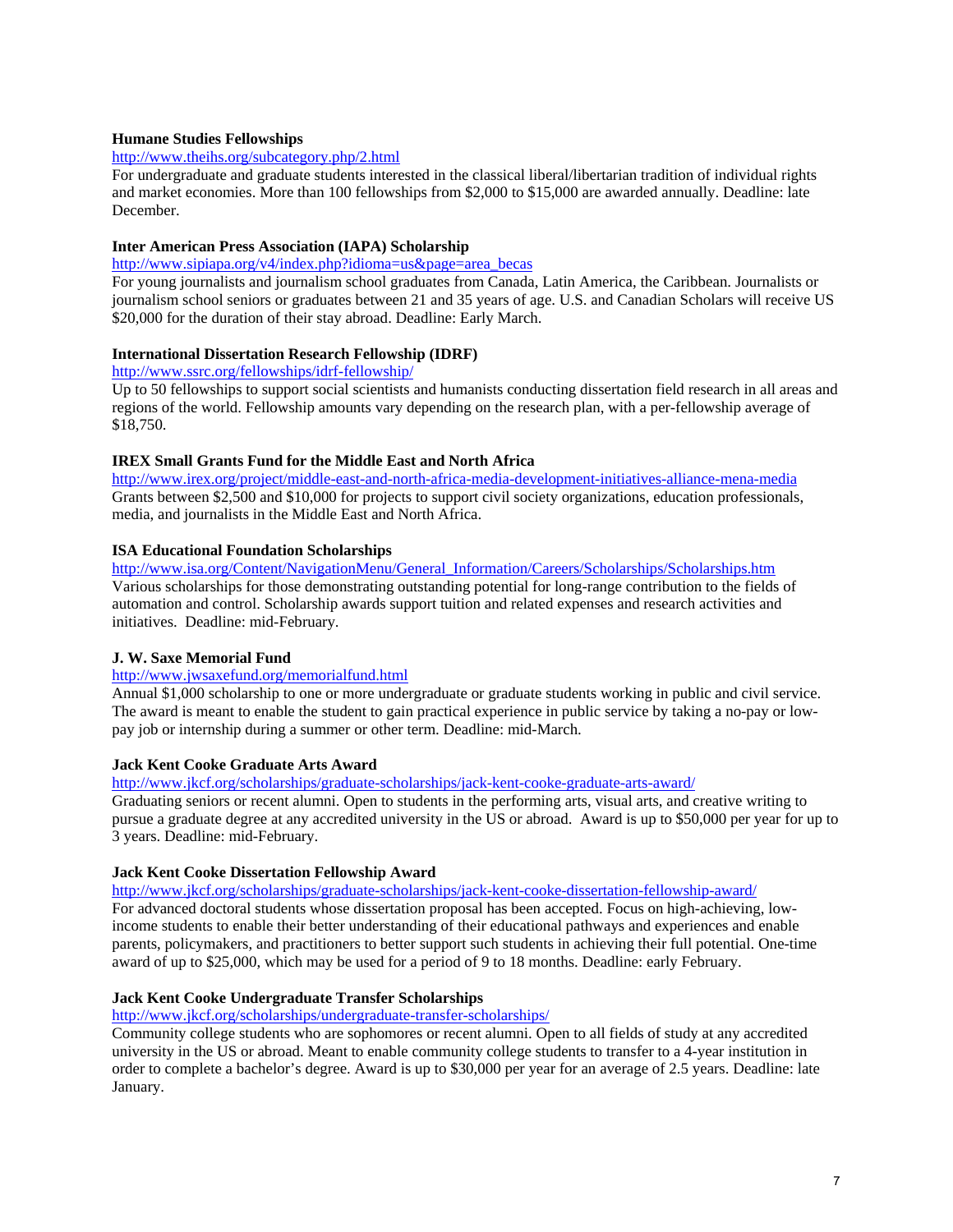**Humane Studies Fellowships**

http://www.theihs.org/subcategory.php/2.html

For undergraduate and graduate students interested in the classical liberal/libertarian tradition of individual rights and market economies. More than 100 fellowships from $2,000 to $15,000 are awarded annually. Deadline: late December.

**Inter American Press Association (IAPA) Scholarship**

http://www.sipiapa.org/v4/index.php?idioma=us&page=area_becas

For young journalists and journalism school graduates from Canada, Latin America, the Caribbean. Journalists or journalism school seniors or graduates between 21 and 35 years of age. U.S. and Canadian Scholars will receive US $20,000 for the duration of their stay abroad. Deadline: Early March.

**International Dissertation Research Fellowship (IDRF)**

http://www.ssrc.org/fellowships/idrf-fellowship/

Up to 50 fellowships to support social scientists and humanists conducting dissertation field research in all areas and regions of the world. Fellowship amounts vary depending on the research plan, with a per-fellowship average of $18,750.

**IREX Small Grants Fund for the Middle East and North Africa**

http://www.irex.org/project/middle-east-and-north-africa-media-development-initiatives-alliance-mena-media

Grants between $2,500 and $10,000 for projects to support civil society organizations, education professionals, media, and journalists in the Middle East and North Africa.

**ISA Educational Foundation Scholarships**

http://www.isa.org/Content/NavigationMenu/General_Information/Careers/Scholarships/Scholarships.htm

Various scholarships for those demonstrating outstanding potential for long-range contribution to the fields of automation and control. Scholarship awards support tuition and related expenses and research activities and initiatives. Deadline: mid-February.

**J. W. Saxe Memorial Fund**

http://www.jwsaxefund.org/memorialfund.html

Annual $1,000 scholarship to one or more undergraduate or graduate students working in public and civil service. The award is meant to enable the student to gain practical experience in public service by taking a no-pay or low-pay job or internship during a summer or other term. Deadline: mid-March.

**Jack Kent Cooke Graduate Arts Award**

http://www.jkcf.org/scholarships/graduate-scholarships/jack-kent-cooke-graduate-arts-award/

Graduating seniors or recent alumni. Open to students in the performing arts, visual arts, and creative writing to pursue a graduate degree at any accredited university in the US or abroad. Award is up to $50,000 per year for up to 3 years. Deadline: mid-February.

**Jack Kent Cooke Dissertation Fellowship Award**

http://www.jkcf.org/scholarships/graduate-scholarships/jack-kent-cooke-dissertation-fellowship-award/

For advanced doctoral students whose dissertation proposal has been accepted. Focus on high-achieving, low-income students to enable their better understanding of their educational pathways and experiences and enable parents, policymakers, and practitioners to better support such students in achieving their full potential. One-time award of up to $25,000, which may be used for a period of 9 to 18 months. Deadline: early February.

**Jack Kent Cooke Undergraduate Transfer Scholarships**

http://www.jkcf.org/scholarships/undergraduate-transfer-scholarships/

Community college students who are sophomores or recent alumni. Open to all fields of study at any accredited university in the US or abroad. Meant to enable community college students to transfer to a 4-year institution in order to complete a bachelor's degree. Award is up to $30,000 per year for an average of 2.5 years. Deadline: late January.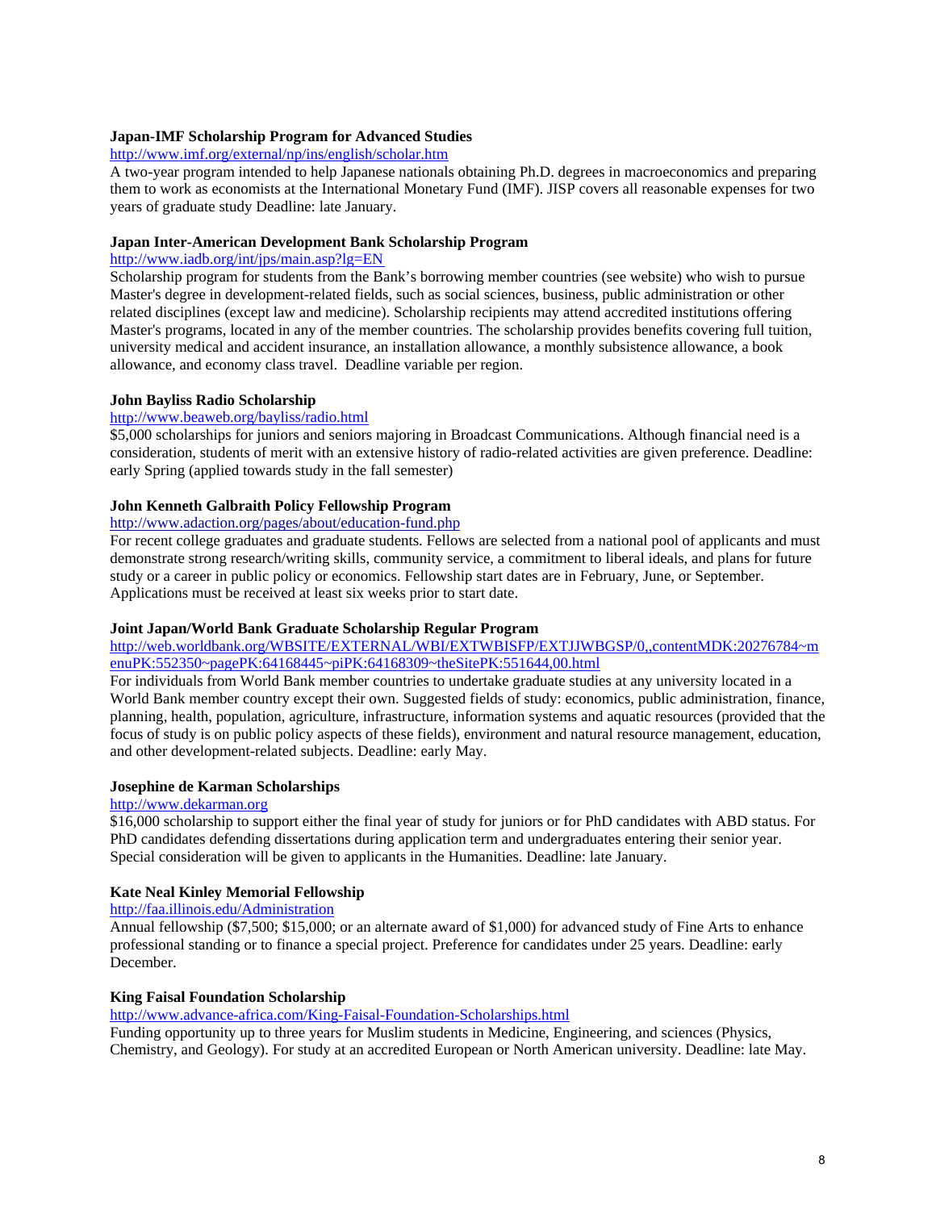**Japan-IMF Scholarship Program for Advanced Studies**

http://www.imf.org/external/np/ins/english/scholar.htm

A two-year program intended to help Japanese nationals obtaining Ph.D. degrees in macroeconomics and preparing them to work as economists at the International Monetary Fund (IMF). JISP covers all reasonable expenses for two years of graduate study Deadline: late January.

**Japan Inter-American Development Bank Scholarship Program**

http://www.iadb.org/int/jps/main.asp?lg=EN

Scholarship program for students from the Bank's borrowing member countries (see website) who wish to pursue Master's degree in development-related fields, such as social sciences, business, public administration or other related disciplines (except law and medicine). Scholarship recipients may attend accredited institutions offering Master's programs, located in any of the member countries. The scholarship provides benefits covering full tuition, university medical and accident insurance, an installation allowance, a monthly subsistence allowance, a book allowance, and economy class travel. Deadline variable per region.

**John Bayliss Radio Scholarship**

http://www.beaweb.org/bayliss/radio.html

$5,000 scholarships for juniors and seniors majoring in Broadcast Communications. Although financial need is a consideration, students of merit with an extensive history of radio-related activities are given preference. Deadline: early Spring (applied towards study in the fall semester)

**John Kenneth Galbraith Policy Fellowship Program**

http://www.adaction.org/pages/about/education-fund.php

For recent college graduates and graduate students. Fellows are selected from a national pool of applicants and must demonstrate strong research/writing skills, community service, a commitment to liberal ideals, and plans for future study or a career in public policy or economics. Fellowship start dates are in February, June, or September. Applications must be received at least six weeks prior to start date.

**Joint Japan/World Bank Graduate Scholarship Regular Program**

http://web.worldbank.org/WBSITE/EXTERNAL/WBI/EXTWBISFP/EXTJJWBGSP/0,,contentMDK:20276784~menuPK:552350~pagePK:64168445~piPK:64168309~theSitePK:551644,00.html

For individuals from World Bank member countries to undertake graduate studies at any university located in a World Bank member country except their own. Suggested fields of study: economics, public administration, finance, planning, health, population, agriculture, infrastructure, information systems and aquatic resources (provided that the focus of study is on public policy aspects of these fields), environment and natural resource management, education, and other development-related subjects. Deadline: early May.

**Josephine de Karman Scholarships**

http://www.dekarman.org

$16,000 scholarship to support either the final year of study for juniors or for PhD candidates with ABD status. For PhD candidates defending dissertations during application term and undergraduates entering their senior year. Special consideration will be given to applicants in the Humanities. Deadline: late January.

**Kate Neal Kinley Memorial Fellowship**

http://faa.illinois.edu/Administration

Annual fellowship ($7,500; $15,000; or an alternate award of $1,000) for advanced study of Fine Arts to enhance professional standing or to finance a special project. Preference for candidates under 25 years. Deadline: early December.

**King Faisal Foundation Scholarship**

http://www.advance-africa.com/King-Faisal-Foundation-Scholarships.html

Funding opportunity up to three years for Muslim students in Medicine, Engineering, and sciences (Physics, Chemistry, and Geology). For study at an accredited European or North American university. Deadline: late May.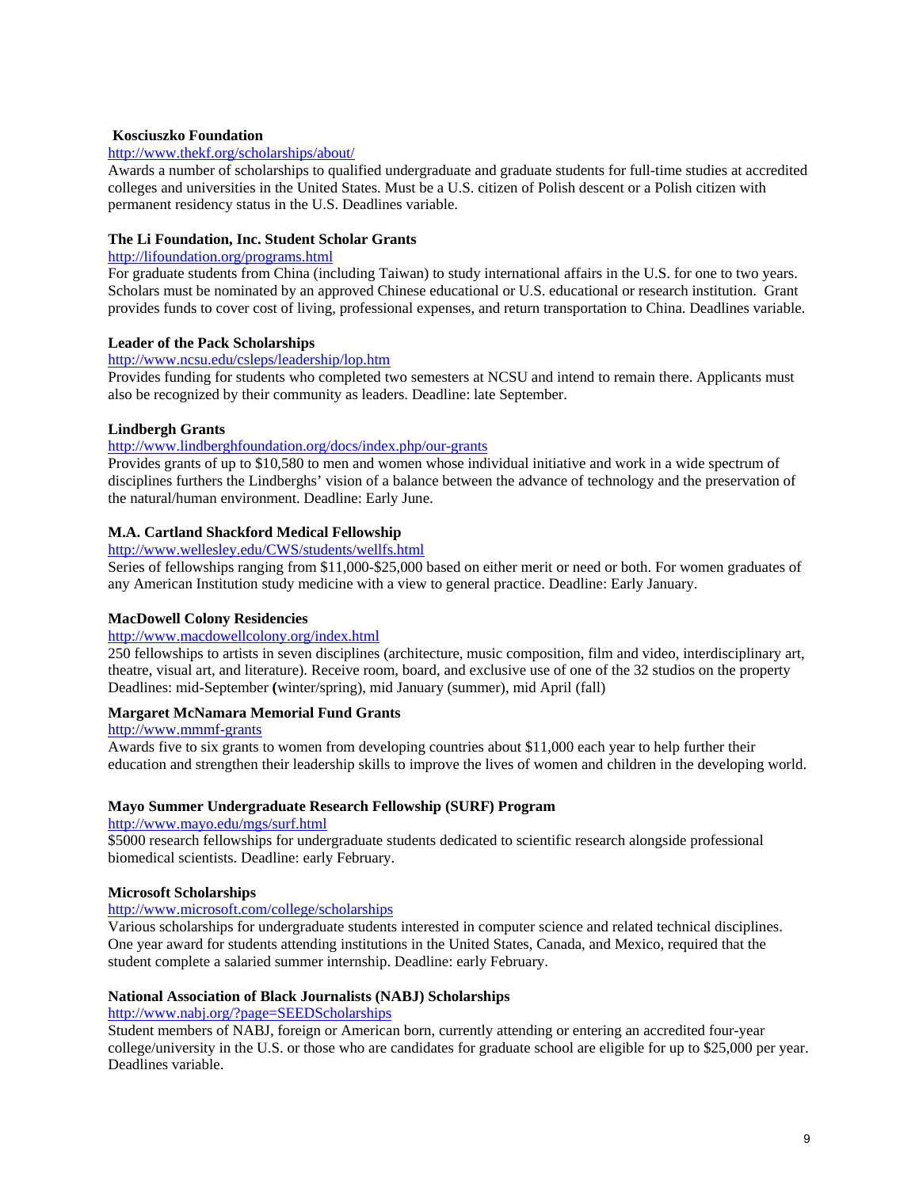**Kosciuszko Foundation**

http://www.thekf.org/scholarships/about/

Awards a number of scholarships to qualified undergraduate and graduate students for full-time studies at accredited colleges and universities in the United States. Must be a U.S. citizen of Polish descent or a Polish citizen with permanent residency status in the U.S. Deadlines variable.

**The Li Foundation, Inc. Student Scholar Grants**

http://lifoundation.org/programs.html

For graduate students from China (including Taiwan) to study international affairs in the U.S. for one to two years. Scholars must be nominated by an approved Chinese educational or U.S. educational or research institution. Grant provides funds to cover cost of living, professional expenses, and return transportation to China. Deadlines variable.

**Leader of the Pack Scholarships**

http://www.ncsu.edu/csleps/leadership/lop.htm

Provides funding for students who completed two semesters at NCSU and intend to remain there. Applicants must also be recognized by their community as leaders. Deadline: late September.

**Lindbergh Grants**

http://www.lindberghfoundation.org/docs/index.php/our-grants

Provides grants of up to $10,580 to men and women whose individual initiative and work in a wide spectrum of disciplines furthers the Lindberghs' vision of a balance between the advance of technology and the preservation of the natural/human environment. Deadline: Early June.

**M.A. Cartland Shackford Medical Fellowship**

http://www.wellesley.edu/CWS/students/wellfs.html

Series of fellowships ranging from $11,000-$25,000 based on either merit or need or both. For women graduates of any American Institution study medicine with a view to general practice. Deadline: Early January.

**MacDowell Colony Residencies**

http://www.macdowellcolony.org/index.html

250 fellowships to artists in seven disciplines (architecture, music composition, film and video, interdisciplinary art, theatre, visual art, and literature). Receive room, board, and exclusive use of one of the 32 studios on the property Deadlines: mid-September **(**winter/spring), mid January (summer), mid April (fall)

**Margaret McNamara Memorial Fund Grants**

http://www.mmmf-grants

Awards five to six grants to women from developing countries about $11,000 each year to help further their education and strengthen their leadership skills to improve the lives of women and children in the developing world.

**Mayo Summer Undergraduate Research Fellowship (SURF) Program**

http://www.mayo.edu/mgs/surf.html

$5000 research fellowships for undergraduate students dedicated to scientific research alongside professional biomedical scientists. Deadline: early February.

**Microsoft Scholarships**

http://www.microsoft.com/college/scholarships

Various scholarships for undergraduate students interested in computer science and related technical disciplines. One year award for students attending institutions in the United States, Canada, and Mexico, required that the student complete a salaried summer internship. Deadline: early February.

**National Association of Black Journalists (NABJ) Scholarships**

http://www.nabj.org/?page=SEEDScholarships

Student members of NABJ, foreign or American born, currently attending or entering an accredited four-year college/university in the U.S. or those who are candidates for graduate school are eligible for up to $25,000 per year. Deadlines variable.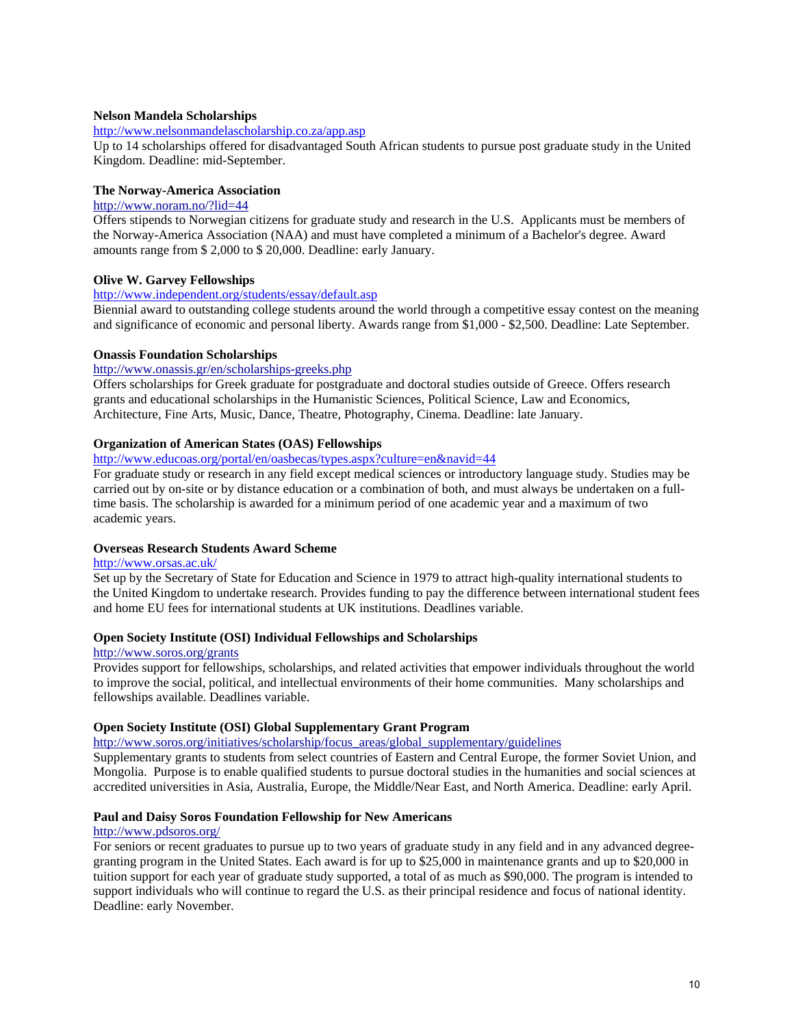**Nelson Mandela Scholarships**

http://www.nelsonmandelascholarship.co.za/app.asp

Up to 14 scholarships offered for disadvantaged South African students to pursue post graduate study in the United Kingdom. Deadline: mid-September.

**The Norway-America Association**

http://www.noram.no/?lid=44

Offers stipends to Norwegian citizens for graduate study and research in the U.S. Applicants must be members of the Norway-America Association (NAA) and must have completed a minimum of a Bachelor's degree. Award amounts range from $ 2,000 to $ 20,000. Deadline: early January.

**Olive W. Garvey Fellowships**

http://www.independent.org/students/essay/default.asp

Biennial award to outstanding college students around the world through a competitive essay contest on the meaning and significance of economic and personal liberty. Awards range from $1,000 - $2,500. Deadline: Late September.

**Onassis Foundation Scholarships**

http://www.onassis.gr/en/scholarships-greeks.php

Offers scholarships for Greek graduate for postgraduate and doctoral studies outside of Greece. Offers research grants and educational scholarships in the Humanistic Sciences, Political Science, Law and Economics, Architecture, Fine Arts, Music, Dance, Theatre, Photography, Cinema. Deadline: late January.

**Organization of American States (OAS) Fellowships**

http://www.educoas.org/portal/en/oasbecas/types.aspx?culture=en&navid=44

For graduate study or research in any field except medical sciences or introductory language study. Studies may be carried out by on-site or by distance education or a combination of both, and must always be undertaken on a full-time basis. The scholarship is awarded for a minimum period of one academic year and a maximum of two academic years.

**Overseas Research Students Award Scheme**

http://www.orsas.ac.uk/

Set up by the Secretary of State for Education and Science in 1979 to attract high-quality international students to the United Kingdom to undertake research. Provides funding to pay the difference between international student fees and home EU fees for international students at UK institutions. Deadlines variable.

**Open Society Institute (OSI) Individual Fellowships and Scholarships**

http://www.soros.org/grants

Provides support for fellowships, scholarships, and related activities that empower individuals throughout the world to improve the social, political, and intellectual environments of their home communities. Many scholarships and fellowships available. Deadlines variable.

**Open Society Institute (OSI) Global Supplementary Grant Program**

http://www.soros.org/initiatives/scholarship/focus_areas/global_supplementary/guidelines

Supplementary grants to students from select countries of Eastern and Central Europe, the former Soviet Union, and Mongolia. Purpose is to enable qualified students to pursue doctoral studies in the humanities and social sciences at accredited universities in Asia, Australia, Europe, the Middle/Near East, and North America. Deadline: early April.

**Paul and Daisy Soros Foundation Fellowship for New Americans**

http://www.pdsoros.org/

For seniors or recent graduates to pursue up to two years of graduate study in any field and in any advanced degree-granting program in the United States. Each award is for up to $25,000 in maintenance grants and up to $20,000 in tuition support for each year of graduate study supported, a total of as much as $90,000. The program is intended to support individuals who will continue to regard the U.S. as their principal residence and focus of national identity. Deadline: early November.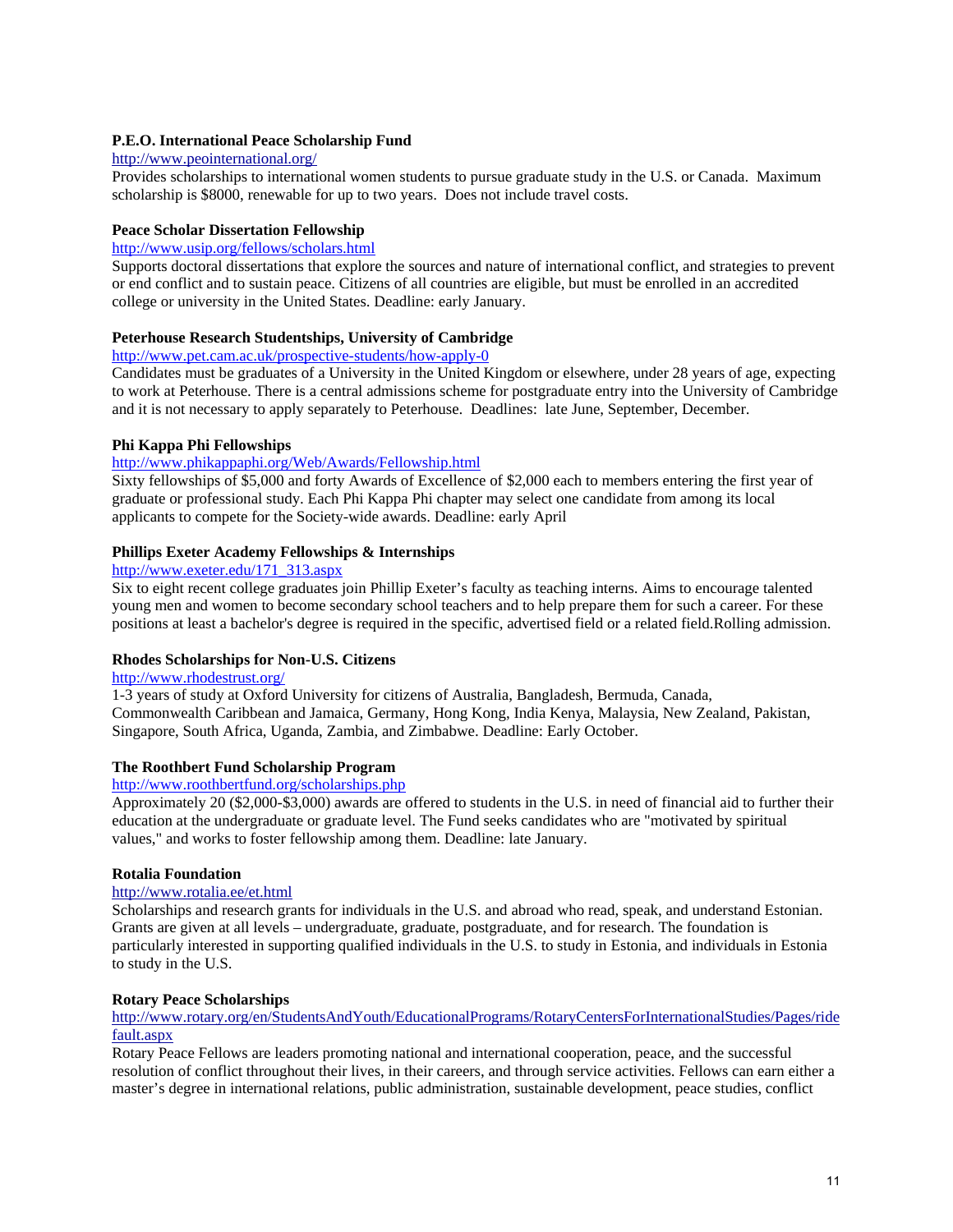**P.E.O. International Peace Scholarship Fund**

http://www.peointernational.org/

Provides scholarships to international women students to pursue graduate study in the U.S. or Canada. Maximum scholarship is $8000, renewable for up to two years. Does not include travel costs.

**Peace Scholar Dissertation Fellowship**

http://www.usip.org/fellows/scholars.html

Supports doctoral dissertations that explore the sources and nature of international conflict, and strategies to prevent or end conflict and to sustain peace. Citizens of all countries are eligible, but must be enrolled in an accredited college or university in the United States. Deadline: early January.

**Peterhouse Research Studentships, University of Cambridge**

http://www.pet.cam.ac.uk/prospective-students/how-apply-0

Candidates must be graduates of a University in the United Kingdom or elsewhere, under 28 years of age, expecting to work at Peterhouse. There is a central admissions scheme for postgraduate entry into the University of Cambridge and it is not necessary to apply separately to Peterhouse. Deadlines: late June, September, December.

**Phi Kappa Phi Fellowships**

http://www.phikappaphi.org/Web/Awards/Fellowship.html

Sixty fellowships of $5,000 and forty Awards of Excellence of $2,000 each to members entering the first year of graduate or professional study. Each Phi Kappa Phi chapter may select one candidate from among its local applicants to compete for the Society-wide awards. Deadline: early April

**Phillips Exeter Academy Fellowships & Internships**

http://www.exeter.edu/171_313.aspx

Six to eight recent college graduates join Phillip Exeter's faculty as teaching interns. Aims to encourage talented young men and women to become secondary school teachers and to help prepare them for such a career. For these positions at least a bachelor's degree is required in the specific, advertised field or a related field.Rolling admission.

**Rhodes Scholarships for Non-U.S. Citizens**

http://www.rhodestrust.org/

1-3 years of study at Oxford University for citizens of Australia, Bangladesh, Bermuda, Canada, Commonwealth Caribbean and Jamaica, Germany, Hong Kong, India Kenya, Malaysia, New Zealand, Pakistan, Singapore, South Africa, Uganda, Zambia, and Zimbabwe. Deadline: Early October.

**The Roothbert Fund Scholarship Program**

http://www.roothbertfund.org/scholarships.php

Approximately 20 ($2,000-$3,000) awards are offered to students in the U.S. in need of financial aid to further their education at the undergraduate or graduate level. The Fund seeks candidates who are "motivated by spiritual values," and works to foster fellowship among them. Deadline: late January.

**Rotalia Foundation**

http://www.rotalia.ee/et.html

Scholarships and research grants for individuals in the U.S. and abroad who read, speak, and understand Estonian. Grants are given at all levels – undergraduate, graduate, postgraduate, and for research. The foundation is particularly interested in supporting qualified individuals in the U.S. to study in Estonia, and individuals in Estonia to study in the U.S.

**Rotary Peace Scholarships**

http://www.rotary.org/en/StudentsAndYouth/EducationalPrograms/RotaryCentersForInternationalStudies/Pages/ridefault.aspx

Rotary Peace Fellows are leaders promoting national and international cooperation, peace, and the successful resolution of conflict throughout their lives, in their careers, and through service activities. Fellows can earn either a master's degree in international relations, public administration, sustainable development, peace studies, conflict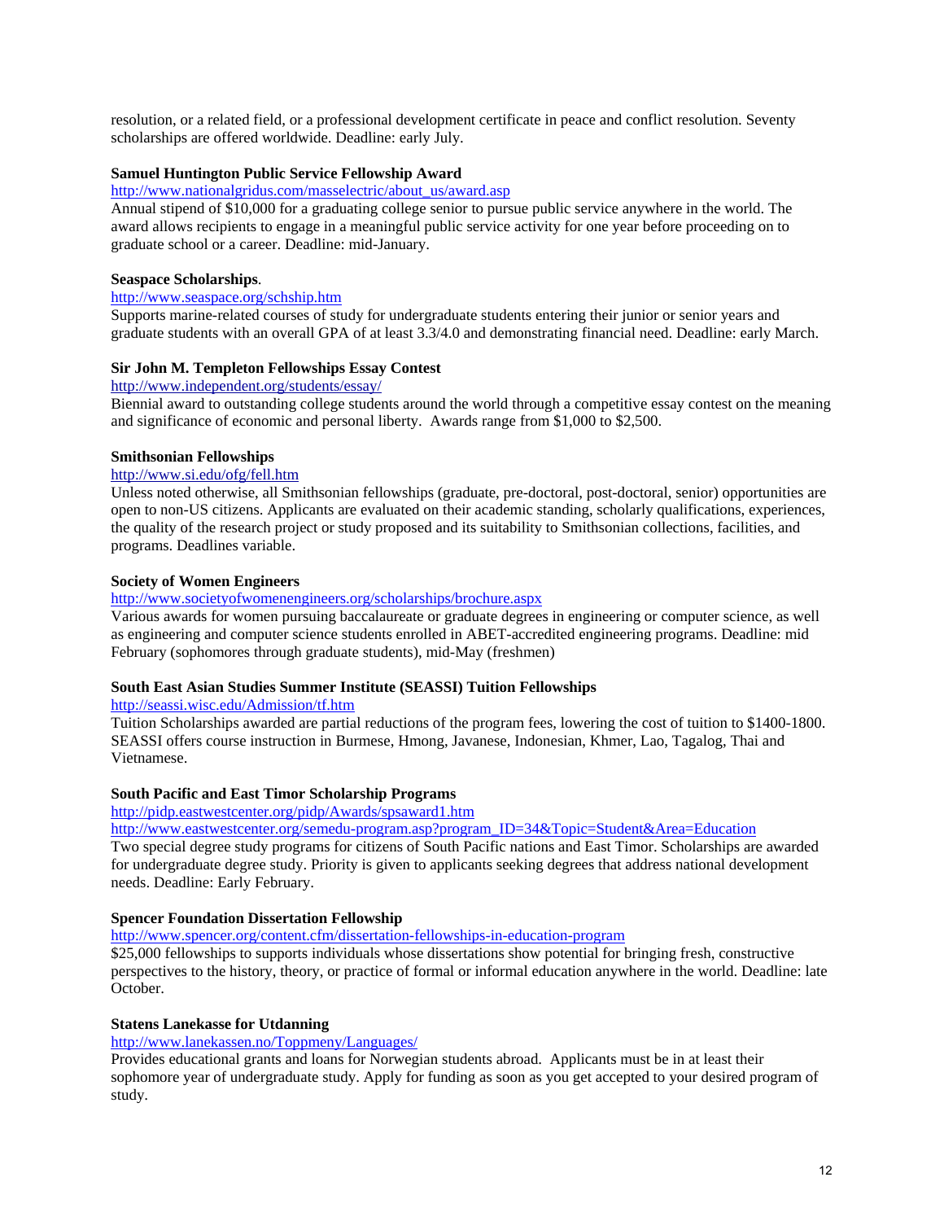resolution, or a related field, or a professional development certificate in peace and conflict resolution. Seventy scholarships are offered worldwide. Deadline: early July.

**Samuel Huntington Public Service Fellowship Award**

http://www.nationalgridus.com/masselectric/about_us/award.asp

Annual stipend of $10,000 for a graduating college senior to pursue public service anywhere in the world. The award allows recipients to engage in a meaningful public service activity for one year before proceeding on to graduate school or a career. Deadline: mid-January.

**Seaspace Scholarships**.

http://www.seaspace.org/schship.htm

Supports marine-related courses of study for undergraduate students entering their junior or senior years and graduate students with an overall GPA of at least 3.3/4.0 and demonstrating financial need. Deadline: early March.

**Sir John M. Templeton Fellowships Essay Contest**

http://www.independent.org/students/essay/

Biennial award to outstanding college students around the world through a competitive essay contest on the meaning and significance of economic and personal liberty. Awards range from $1,000 to $2,500.

**Smithsonian Fellowships**

http://www.si.edu/ofg/fell.htm

Unless noted otherwise, all Smithsonian fellowships (graduate, pre-doctoral, post-doctoral, senior) opportunities are open to non-US citizens. Applicants are evaluated on their academic standing, scholarly qualifications, experiences, the quality of the research project or study proposed and its suitability to Smithsonian collections, facilities, and programs. Deadlines variable.

**Society of Women Engineers**

http://www.societyofwomenengineers.org/scholarships/brochure.aspx

Various awards for women pursuing baccalaureate or graduate degrees in engineering or computer science, as well as engineering and computer science students enrolled in ABET-accredited engineering programs. Deadline: mid February (sophomores through graduate students), mid-May (freshmen)

**South East Asian Studies Summer Institute (SEASSI) Tuition Fellowships**

http://seassi.wisc.edu/Admission/tf.htm

Tuition Scholarships awarded are partial reductions of the program fees, lowering the cost of tuition to $1400-1800. SEASSI offers course instruction in Burmese, Hmong, Javanese, Indonesian, Khmer, Lao, Tagalog, Thai and Vietnamese.

**South Pacific and East Timor Scholarship Programs**

http://pidp.eastwestcenter.org/pidp/Awards/spsaward1.htm

http://www.eastwestcenter.org/semedu-program.asp?program_ID=34&Topic=Student&Area=Education

Two special degree study programs for citizens of South Pacific nations and East Timor. Scholarships are awarded for undergraduate degree study. Priority is given to applicants seeking degrees that address national development needs. Deadline: Early February.

**Spencer Foundation Dissertation Fellowship**

http://www.spencer.org/content.cfm/dissertation-fellowships-in-education-program

$25,000 fellowships to supports individuals whose dissertations show potential for bringing fresh, constructive perspectives to the history, theory, or practice of formal or informal education anywhere in the world. Deadline: late October.

**Statens Lanekasse for Utdanning**

http://www.lanekassen.no/Toppmeny/Languages/

Provides educational grants and loans for Norwegian students abroad. Applicants must be in at least their sophomore year of undergraduate study. Apply for funding as soon as you get accepted to your desired program of study.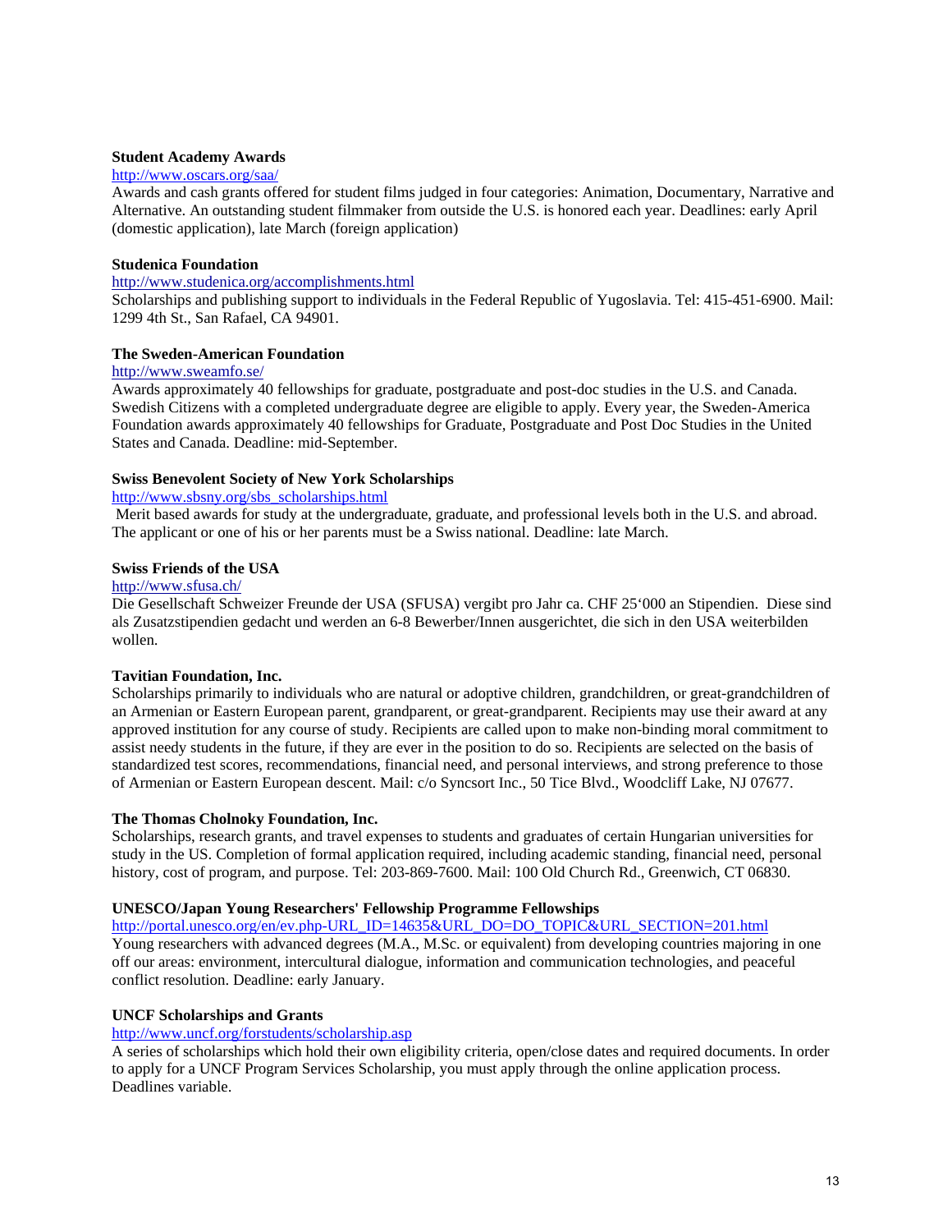**Student Academy Awards**

http://www.oscars.org/saa/

Awards and cash grants offered for student films judged in four categories: Animation, Documentary, Narrative and Alternative. An outstanding student filmmaker from outside the U.S. is honored each year. Deadlines: early April (domestic application), late March (foreign application)

**Studenica Foundation**

http://www.studenica.org/accomplishments.html

Scholarships and publishing support to individuals in the Federal Republic of Yugoslavia. Tel: 415-451-6900. Mail: 1299 4th St., San Rafael, CA 94901.

**The Sweden-American Foundation**

http://www.sweamfo.se/

Awards approximately 40 fellowships for graduate, postgraduate and post-doc studies in the U.S. and Canada. Swedish Citizens with a completed undergraduate degree are eligible to apply. Every year, the Sweden-America Foundation awards approximately 40 fellowships for Graduate, Postgraduate and Post Doc Studies in the United States and Canada. Deadline: mid-September.

**Swiss Benevolent Society of New York Scholarships**

http://www.sbsny.org/sbs_scholarships.html

Merit based awards for study at the undergraduate, graduate, and professional levels both in the U.S. and abroad. The applicant or one of his or her parents must be a Swiss national. Deadline: late March.

**Swiss Friends of the USA**

http://www.sfusa.ch/

Die Gesellschaft Schweizer Freunde der USA (SFUSA) vergibt pro Jahr ca. CHF 25'000 an Stipendien. Diese sind als Zusatzstipendien gedacht und werden an 6-8 Bewerber/Innen ausgerichtet, die sich in den USA weiterbilden wollen.

**Tavitian Foundation, Inc.**

Scholarships primarily to individuals who are natural or adoptive children, grandchildren, or great-grandchildren of an Armenian or Eastern European parent, grandparent, or great-grandparent. Recipients may use their award at any approved institution for any course of study. Recipients are called upon to make non-binding moral commitment to assist needy students in the future, if they are ever in the position to do so. Recipients are selected on the basis of standardized test scores, recommendations, financial need, and personal interviews, and strong preference to those of Armenian or Eastern European descent. Mail: c/o Syncsort Inc., 50 Tice Blvd., Woodcliff Lake, NJ 07677.

**The Thomas Cholnoky Foundation, Inc.**

Scholarships, research grants, and travel expenses to students and graduates of certain Hungarian universities for study in the US. Completion of formal application required, including academic standing, financial need, personal history, cost of program, and purpose. Tel: 203-869-7600. Mail: 100 Old Church Rd., Greenwich, CT 06830.

**UNESCO/Japan Young Researchers' Fellowship Programme Fellowships**

http://portal.unesco.org/en/ev.php-URL_ID=14635&URL_DO=DO_TOPIC&URL_SECTION=201.html

Young researchers with advanced degrees (M.A., M.Sc. or equivalent) from developing countries majoring in one off our areas: environment, intercultural dialogue, information and communication technologies, and peaceful conflict resolution. Deadline: early January.

**UNCF Scholarships and Grants**

http://www.uncf.org/forstudents/scholarship.asp

A series of scholarships which hold their own eligibility criteria, open/close dates and required documents. In order to apply for a UNCF Program Services Scholarship, you must apply through the online application process. Deadlines variable.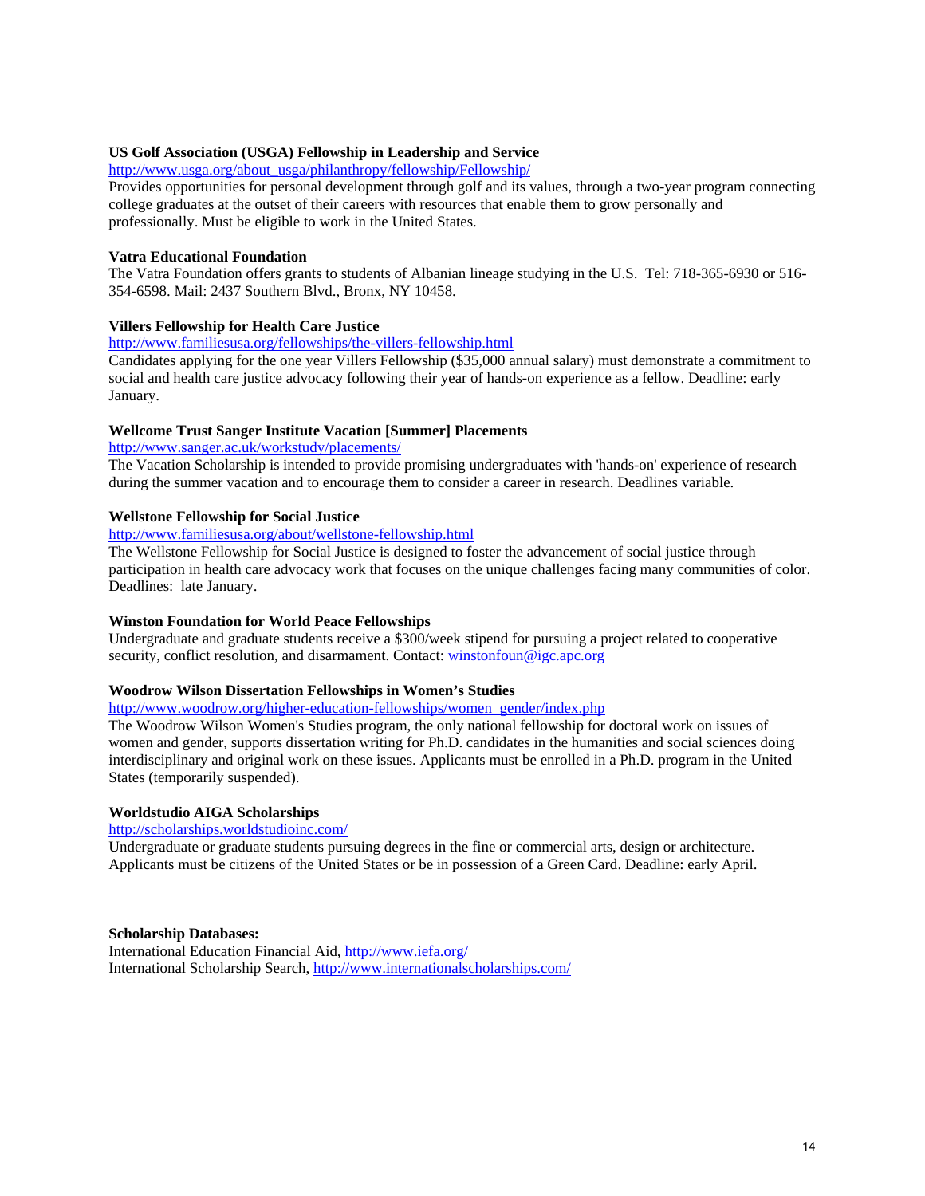**US Golf Association (USGA) Fellowship in Leadership and Service**
http://www.usga.org/about_usga/philanthropy/fellowship/Fellowship/
Provides opportunities for personal development through golf and its values, through a two-year program connecting college graduates at the outset of their careers with resources that enable them to grow personally and professionally. Must be eligible to work in the United States.

**Vatra Educational Foundation**
The Vatra Foundation offers grants to students of Albanian lineage studying in the U.S. Tel: 718-365-6930 or 516-354-6598. Mail: 2437 Southern Blvd., Bronx, NY 10458.

**Villers Fellowship for Health Care Justice**
http://www.familiesusa.org/fellowships/the-villers-fellowship.html
Candidates applying for the one year Villers Fellowship ($35,000 annual salary) must demonstrate a commitment to social and health care justice advocacy following their year of hands-on experience as a fellow. Deadline: early January.

**Wellcome Trust Sanger Institute Vacation [Summer] Placements**
http://www.sanger.ac.uk/workstudy/placements/
The Vacation Scholarship is intended to provide promising undergraduates with 'hands-on' experience of research during the summer vacation and to encourage them to consider a career in research. Deadlines variable.

**Wellstone Fellowship for Social Justice**
http://www.familiesusa.org/about/wellstone-fellowship.html
The Wellstone Fellowship for Social Justice is designed to foster the advancement of social justice through participation in health care advocacy work that focuses on the unique challenges facing many communities of color. Deadlines: late January.

**Winston Foundation for World Peace Fellowships**
Undergraduate and graduate students receive a $300/week stipend for pursuing a project related to cooperative security, conflict resolution, and disarmament. Contact: winstonfoun@igc.apc.org

**Woodrow Wilson Dissertation Fellowships in Women's Studies**
http://www.woodrow.org/higher-education-fellowships/women_gender/index.php
The Woodrow Wilson Women's Studies program, the only national fellowship for doctoral work on issues of women and gender, supports dissertation writing for Ph.D. candidates in the humanities and social sciences doing interdisciplinary and original work on these issues. Applicants must be enrolled in a Ph.D. program in the United States (temporarily suspended).

**Worldstudio AIGA Scholarships**
http://scholarships.worldstudioinc.com/
Undergraduate or graduate students pursuing degrees in the fine or commercial arts, design or architecture. Applicants must be citizens of the United States or be in possession of a Green Card. Deadline: early April.

**Scholarship Databases:**
International Education Financial Aid, http://www.iefa.org/
International Scholarship Search, http://www.internationalscholarships.com/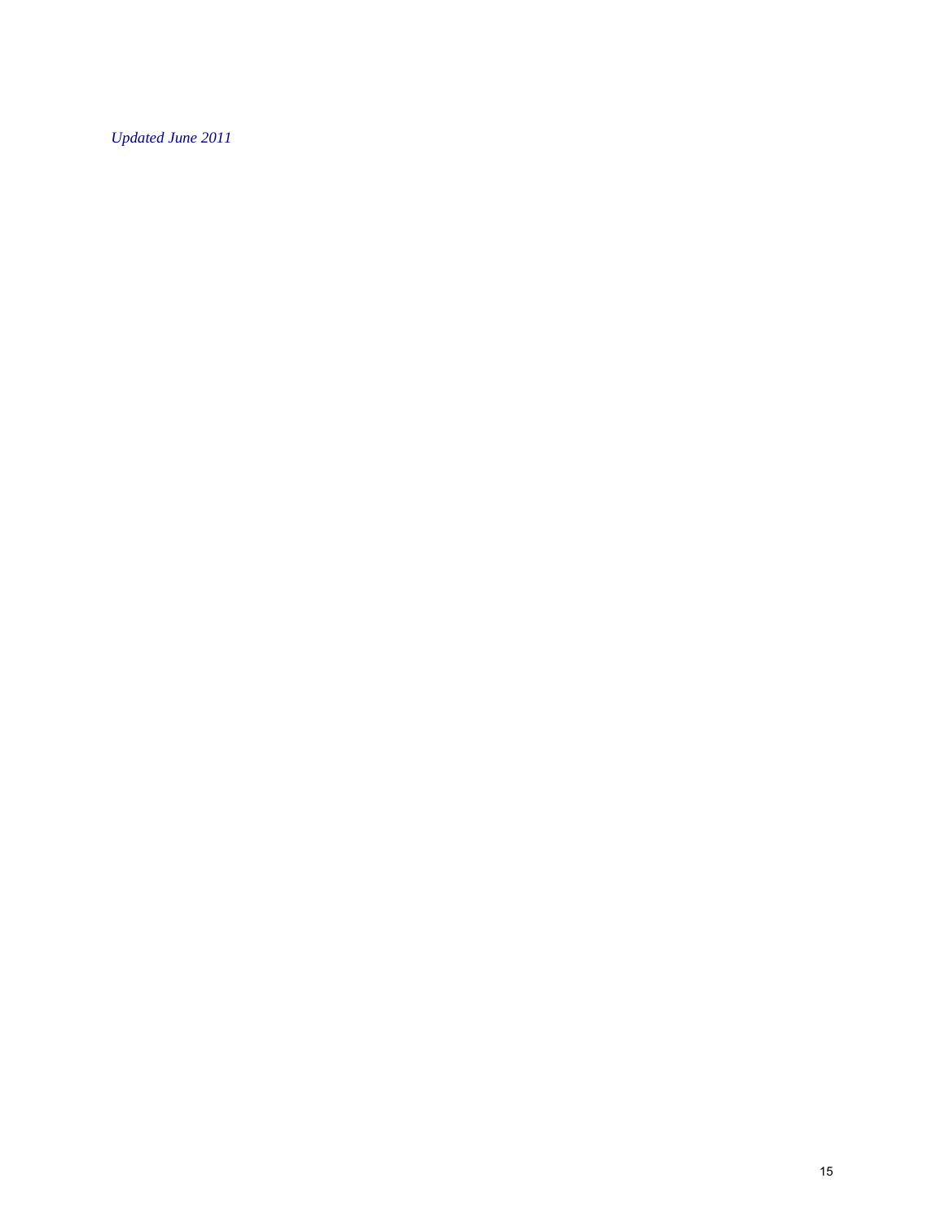*Updated June 2011*